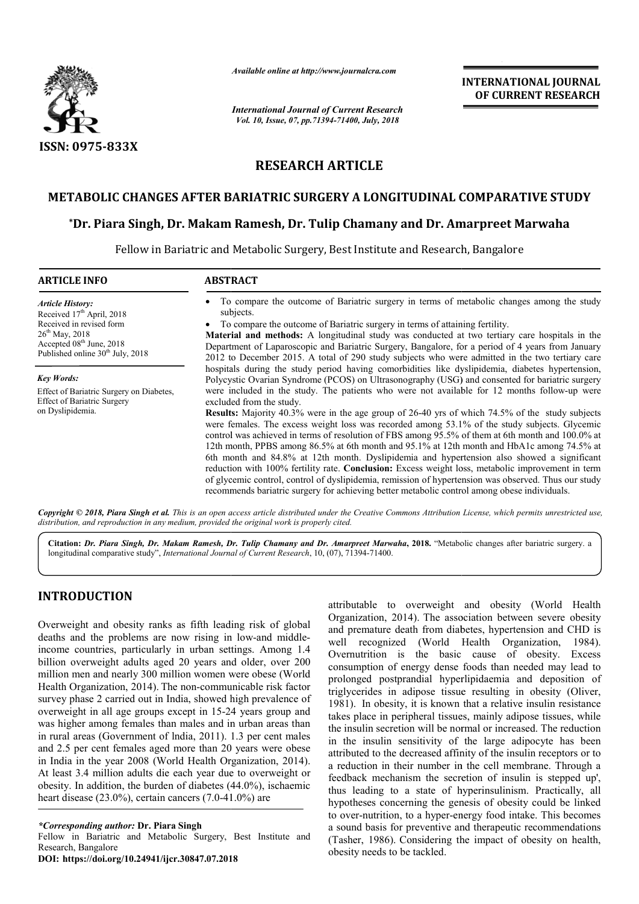ISSN: 0975-833X

*Available online at http://www.journalcra.com*

*International Journal of Current Research*
*Vol. 10, Issue, 07, pp.71394-71400, July, 2018*

**INTERNATIONAL JOURNAL OF CURRENT RESEARCH**

# RESEARCH ARTICLE

## METABOLIC CHANGES AFTER BARIATRIC SURGERY A LONGITUDINAL COMPARATIVE STUDY

**\*Dr. Piara Singh, Dr. Makam Ramesh, Dr. Tulip Chamany and Dr. Amarpreet Marwaha**

Fellow in Bariatric and Metabolic Surgery, Best Institute and Research, Bangalore

**ARTICLE INFO**

*Article History:*
Received 17th April, 2018
Received in revised form
26th May, 2018
Accepted 08th June, 2018
Published online 30th July, 2018

*Key Words:*
Effect of Bariatric Surgery on Diabetes, Effect of Bariatric Surgery on Dyslipidemia.

**ABSTRACT**

- To compare the outcome of Bariatric surgery in terms of metabolic changes among the study subjects.
- To compare the outcome of Bariatric surgery in terms of attaining fertility.

**Material and methods:** A longitudinal study was conducted at two tertiary care hospitals in the Department of Laparoscopic and Bariatric Surgery, Bangalore, for a period of 4 years from January 2012 to December 2015. A total of 290 study subjects who were admitted in the two tertiary care hospitals during the study period having comorbidities like dyslipidemia, diabetes hypertension, Polycystic Ovarian Syndrome (PCOS) on Ultrasonography (USG) and consented for bariatric surgery were included in the study. The patients who were not available for 12 months follow-up were excluded from the study.

**Results:** Majority 40.3% were in the age group of 26-40 yrs of which 74.5% of the study subjects were females. The excess weight loss was recorded among 53.1% of the study subjects. Glycemic control was achieved in terms of resolution of FBS among 95.5% of them at 6th month and 100.0% at 12th month, PPBS among 86.5% at 6th month and 95.1% at 12th month and HbA1c among 74.5% at 6th month and 84.8% at 12th month. Dyslipidemia and hypertension also showed a significant reduction with 100% fertility rate. **Conclusion:** Excess weight loss, metabolic improvement in term of glycemic control, control of dyslipidemia, remission of hypertension was observed. Thus our study recommends bariatric surgery for achieving better metabolic control among obese individuals.

*Copyright © 2018, Piara Singh et al. This is an open access article distributed under the Creative Commons Attribution License, which permits unrestricted use, distribution, and reproduction in any medium, provided the original work is properly cited.*

**Citation:** *Dr. Piara Singh, Dr. Makam Ramesh, Dr. Tulip Chamany and Dr. Amarpreet Marwaha*, **2018.** "Metabolic changes after bariatric surgery. a longitudinal comparative study", *International Journal of Current Research*, 10, (07), 71394-71400.

## INTRODUCTION

Overweight and obesity ranks as fifth leading risk of global deaths and the problems are now rising in low-and middle-income countries, particularly in urban settings. Among 1.4 billion overweight adults aged 20 years and older, over 200 million men and nearly 300 million women were obese (World Health Organization, 2014). The non-communicable risk factor survey phase 2 carried out in India, showed high prevalence of overweight in all age groups except in 15-24 years group and was higher among females than males and in urban areas than in rural areas (Government of India, 2011). 1.3 per cent males and 2.5 per cent females aged more than 20 years were obese in India in the year 2008 (World Health Organization, 2014). At least 3.4 million adults die each year due to overweight or obesity. In addition, the burden of diabetes (44.0%), ischaemic heart disease (23.0%), certain cancers (7.0-41.0%) are attributable to overweight and obesity (World Health Organization, 2014). The association between severe obesity and premature death from diabetes, hypertension and CHD is well recognized (World Health Organization, 1984). Overnutrition is the basic cause of obesity. Excess consumption of energy dense foods than needed may lead to prolonged postprandial hyperlipidaemia and deposition of triglycerides in adipose tissue resulting in obesity (Oliver, 1981). In obesity, it is known that a relative insulin resistance takes place in peripheral tissues, mainly adipose tissues, while the insulin secretion will be normal or increased. The reduction in the insulin sensitivity of the large adipocyte has been attributed to the decreased affinity of the insulin receptors or to a reduction in their number in the cell membrane. Through a feedback mechanism the secretion of insulin is stepped up', thus leading to a state of hyperinsulinism. Practically, all hypotheses concerning the genesis of obesity could be linked to over-nutrition, to a hyper-energy food intake. This becomes a sound basis for preventive and therapeutic recommendations (Tasher, 1986). Considering the impact of obesity on health, obesity needs to be tackled.

*\*Corresponding author:* **Dr. Piara Singh**
Fellow in Bariatric and Metabolic Surgery, Best Institute and Research, Bangalore
**DOI: https://doi.org/10.24941/ijcr.30847.07.2018**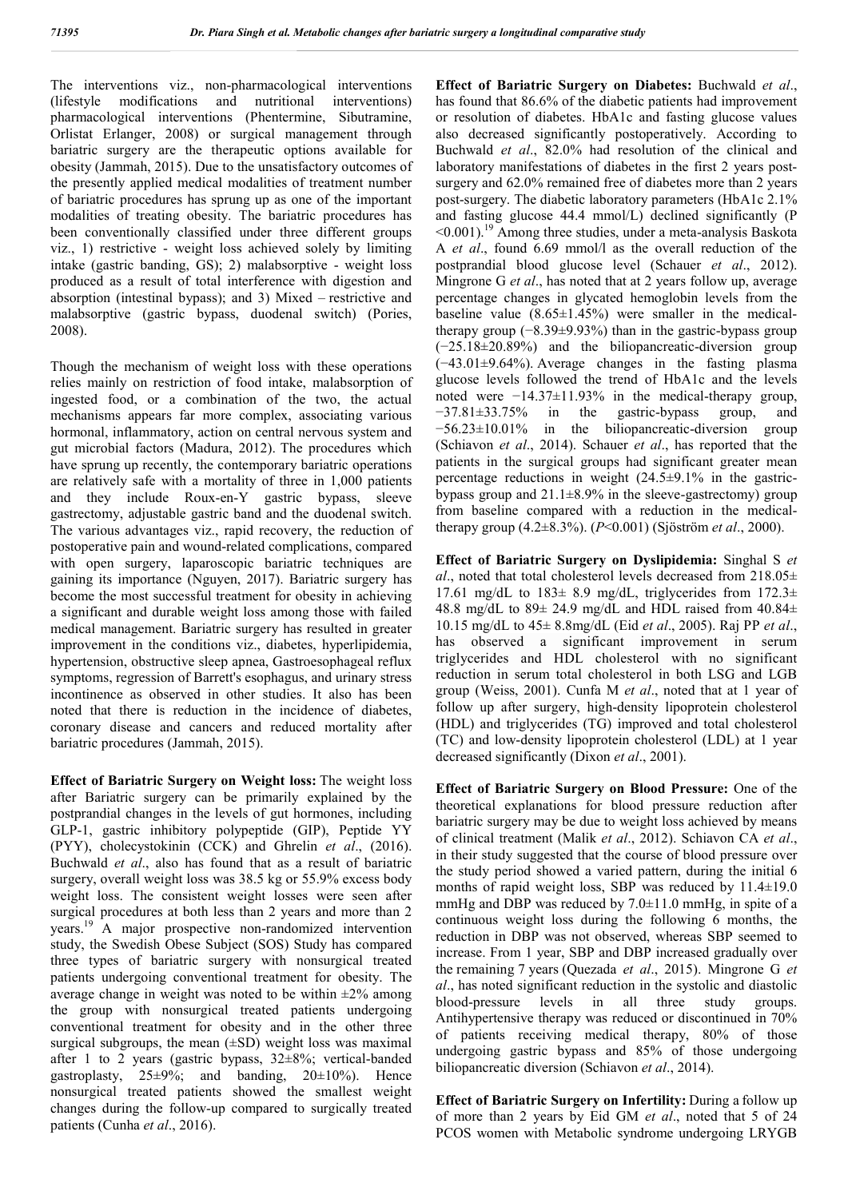The interventions viz., non-pharmacological interventions (lifestyle modifications and nutritional interventions) pharmacological interventions (Phentermine, Sibutramine, Orlistat Erlanger, 2008) or surgical management through bariatric surgery are the therapeutic options available for obesity (Jammah, 2015). Due to the unsatisfactory outcomes of the presently applied medical modalities of treatment number of bariatric procedures has sprung up as one of the important modalities of treating obesity. The bariatric procedures has been conventionally classified under three different groups viz., 1) restrictive - weight loss achieved solely by limiting intake (gastric banding, GS); 2) malabsorptive - weight loss produced as a result of total interference with digestion and absorption (intestinal bypass); and 3) Mixed – restrictive and malabsorptive (gastric bypass, duodenal switch) (Pories, 2008).

Though the mechanism of weight loss with these operations relies mainly on restriction of food intake, malabsorption of ingested food, or a combination of the two, the actual mechanisms appears far more complex, associating various hormonal, inflammatory, action on central nervous system and gut microbial factors (Madura, 2012). The procedures which have sprung up recently, the contemporary bariatric operations are relatively safe with a mortality of three in 1,000 patients and they include Roux-en-Y gastric bypass, sleeve gastrectomy, adjustable gastric band and the duodenal switch. The various advantages viz., rapid recovery, the reduction of postoperative pain and wound-related complications, compared with open surgery, laparoscopic bariatric techniques are gaining its importance (Nguyen, 2017). Bariatric surgery has become the most successful treatment for obesity in achieving a significant and durable weight loss among those with failed medical management. Bariatric surgery has resulted in greater improvement in the conditions viz., diabetes, hyperlipidemia, hypertension, obstructive sleep apnea, Gastroesophageal reflux symptoms, regression of Barrett's esophagus, and urinary stress incontinence as observed in other studies. It also has been noted that there is reduction in the incidence of diabetes, coronary disease and cancers and reduced mortality after bariatric procedures (Jammah, 2015).

**Effect of Bariatric Surgery on Weight loss:** The weight loss after Bariatric surgery can be primarily explained by the postprandial changes in the levels of gut hormones, including GLP-1, gastric inhibitory polypeptide (GIP), Peptide YY (PYY), cholecystokinin (CCK) and Ghrelin *et al*., (2016). Buchwald *et al*., also has found that as a result of bariatric surgery, overall weight loss was 38.5 kg or 55.9% excess body weight loss. The consistent weight losses were seen after surgical procedures at both less than 2 years and more than 2 years.[19] A major prospective non-randomized intervention study, the Swedish Obese Subject (SOS) Study has compared three types of bariatric surgery with nonsurgical treated patients undergoing conventional treatment for obesity. The average change in weight was noted to be within ±2% among the group with nonsurgical treated patients undergoing conventional treatment for obesity and in the other three surgical subgroups, the mean (±SD) weight loss was maximal after 1 to 2 years (gastric bypass, 32±8%; vertical-banded gastroplasty, 25±9%; and banding, 20±10%). Hence nonsurgical treated patients showed the smallest weight changes during the follow-up compared to surgically treated patients (Cunha *et al*., 2016).

**Effect of Bariatric Surgery on Diabetes:** Buchwald *et al*., has found that 86.6% of the diabetic patients had improvement or resolution of diabetes. HbA1c and fasting glucose values also decreased significantly postoperatively. According to Buchwald *et al*., 82.0% had resolution of the clinical and laboratory manifestations of diabetes in the first 2 years post-surgery and 62.0% remained free of diabetes more than 2 years post-surgery. The diabetic laboratory parameters (HbA1c 2.1% and fasting glucose 44.4 mmol/L) declined significantly ($P < 0.001$).[19] Among three studies, under a meta-analysis Baskota A *et al*., found 6.69 mmol/l as the overall reduction of the postprandial blood glucose level (Schauer *et al*., 2012). Mingrone G *et al*., has noted that at 2 years follow up, average percentage changes in glycated hemoglobin levels from the baseline value (8.65±1.45%) were smaller in the medical-therapy group (−8.39±9.93%) than in the gastric-bypass group (−25.18±20.89%) and the biliopancreatic-diversion group (−43.01±9.64%). Average changes in the fasting plasma glucose levels followed the trend of HbA1c and the levels noted were −14.37±11.93% in the medical-therapy group, −37.81±33.75% in the gastric-bypass group, and −56.23±10.01% in the biliopancreatic-diversion group (Schiavon *et al*., 2014). Schauer *et al*., has reported that the patients in the surgical groups had significant greater mean percentage reductions in weight (24.5±9.1% in the gastric-bypass group and 21.1±8.9% in the sleeve-gastrectomy) group from baseline compared with a reduction in the medical-therapy group (4.2±8.3%). ($P<0.001$) (Sjöström *et al*., 2000).

**Effect of Bariatric Surgery on Dyslipidemia:** Singhal S *et al*., noted that total cholesterol levels decreased from 218.05± 17.61 mg/dL to 183± 8.9 mg/dL, triglycerides from 172.3± 48.8 mg/dL to 89± 24.9 mg/dL and HDL raised from 40.84± 10.15 mg/dL to 45± 8.8mg/dL (Eid *et al*., 2005). Raj PP *et al*., has observed a significant improvement in serum triglycerides and HDL cholesterol with no significant reduction in serum total cholesterol in both LSG and LGB group (Weiss, 2001). Cunfa M *et al*., noted that at 1 year of follow up after surgery, high-density lipoprotein cholesterol (HDL) and triglycerides (TG) improved and total cholesterol (TC) and low-density lipoprotein cholesterol (LDL) at 1 year decreased significantly (Dixon *et al*., 2001).

**Effect of Bariatric Surgery on Blood Pressure:** One of the theoretical explanations for blood pressure reduction after bariatric surgery may be due to weight loss achieved by means of clinical treatment (Malik *et al*., 2012). Schiavon CA *et al*., in their study suggested that the course of blood pressure over the study period showed a varied pattern, during the initial 6 months of rapid weight loss, SBP was reduced by 11.4±19.0 mmHg and DBP was reduced by 7.0±11.0 mmHg, in spite of a continuous weight loss during the following 6 months, the reduction in DBP was not observed, whereas SBP seemed to increase. From 1 year, SBP and DBP increased gradually over the remaining 7 years (Quezada *et al*., 2015). Mingrone G *et al*., has noted significant reduction in the systolic and diastolic blood-pressure levels in all three study groups. Antihypertensive therapy was reduced or discontinued in 70% of patients receiving medical therapy, 80% of those undergoing gastric bypass and 85% of those undergoing biliopancreatic diversion (Schiavon *et al*., 2014).

**Effect of Bariatric Surgery on Infertility:** During a follow up of more than 2 years by Eid GM *et al*., noted that 5 of 24 PCOS women with Metabolic syndrome undergoing LRYGB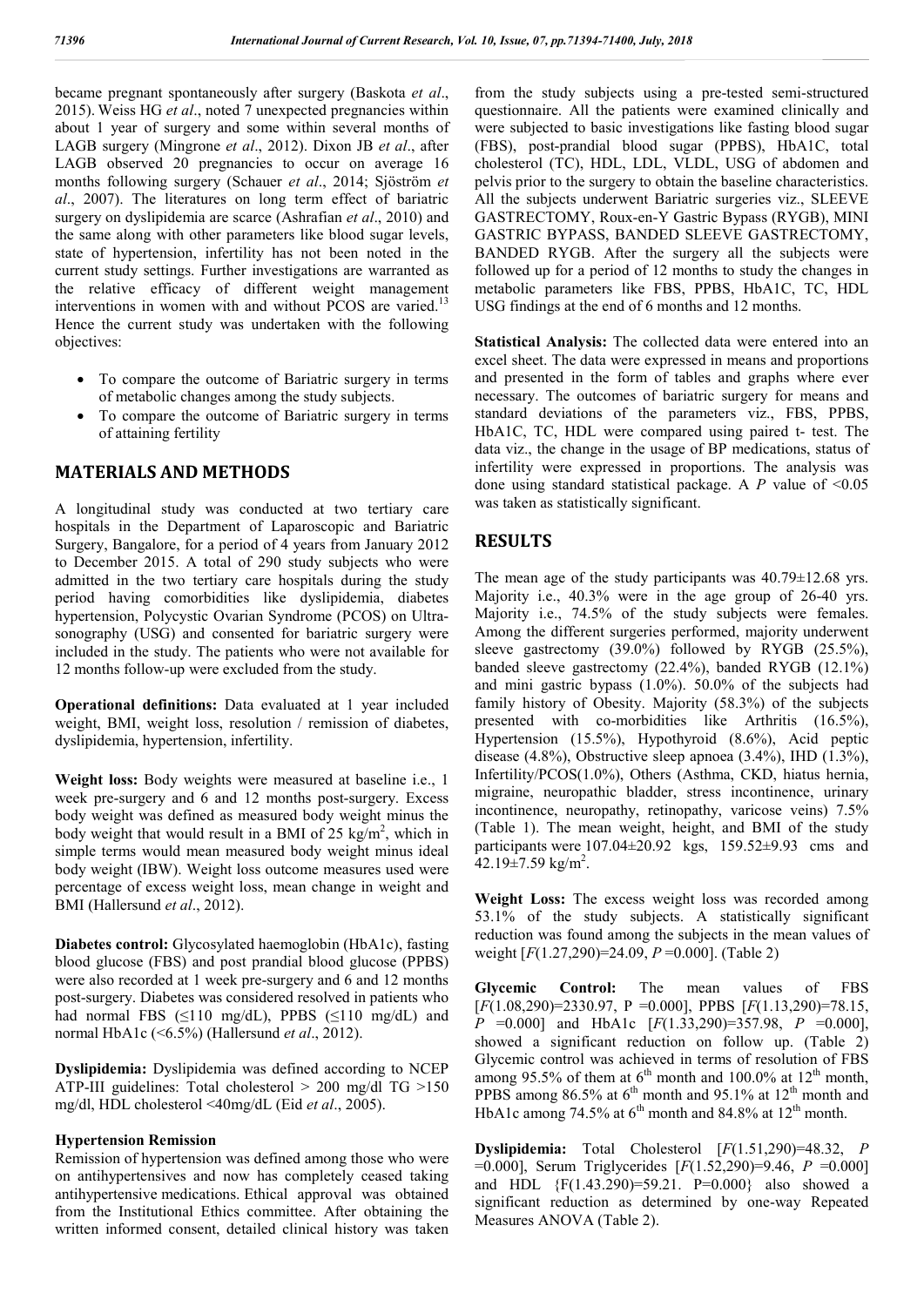became pregnant spontaneously after surgery (Baskota *et al*., 2015). Weiss HG *et al*., noted 7 unexpected pregnancies within about 1 year of surgery and some within several months of LAGB surgery (Mingrone *et al*., 2012). Dixon JB *et al*., after LAGB observed 20 pregnancies to occur on average 16 months following surgery (Schauer *et al*., 2014; Sjöström *et al*., 2007). The literatures on long term effect of bariatric surgery on dyslipidemia are scarce (Ashrafian *et al*., 2010) and the same along with other parameters like blood sugar levels, state of hypertension, infertility has not been noted in the current study settings. Further investigations are warranted as the relative efficacy of different weight management interventions in women with and without PCOS are varied.[13] Hence the current study was undertaken with the following objectives:

- To compare the outcome of Bariatric surgery in terms of metabolic changes among the study subjects.
- To compare the outcome of Bariatric surgery in terms of attaining fertility

## MATERIALS AND METHODS

A longitudinal study was conducted at two tertiary care hospitals in the Department of Laparoscopic and Bariatric Surgery, Bangalore, for a period of 4 years from January 2012 to December 2015. A total of 290 study subjects who were admitted in the two tertiary care hospitals during the study period having comorbidities like dyslipidemia, diabetes hypertension, Polycystic Ovarian Syndrome (PCOS) on Ultra-sonography (USG) and consented for bariatric surgery were included in the study. The patients who were not available for 12 months follow-up were excluded from the study.

**Operational definitions:** Data evaluated at 1 year included weight, BMI, weight loss, resolution / remission of diabetes, dyslipidemia, hypertension, infertility.

**Weight loss:** Body weights were measured at baseline i.e., 1 week pre-surgery and 6 and 12 months post-surgery. Excess body weight was defined as measured body weight minus the body weight that would result in a BMI of 25 $kg/m^2$, which in simple terms would mean measured body weight minus ideal body weight (IBW). Weight loss outcome measures used were percentage of excess weight loss, mean change in weight and BMI (Hallersund *et al*., 2012).

**Diabetes control:** Glycosylated haemoglobin (HbA1c), fasting blood glucose (FBS) and post prandial blood glucose (PPBS) were also recorded at 1 week pre-surgery and 6 and 12 months post-surgery. Diabetes was considered resolved in patients who had normal FBS (≤110 mg/dL), PPBS (≤110 mg/dL) and normal HbA1c (<6.5%) (Hallersund *et al*., 2012).

**Dyslipidemia:** Dyslipidemia was defined according to NCEP ATP-III guidelines: Total cholesterol > 200 mg/dl TG >150 mg/dl, HDL cholesterol <40mg/dL (Eid *et al*., 2005).

### Hypertension Remission

Remission of hypertension was defined among those who were on antihypertensives and now has completely ceased taking antihypertensive medications. Ethical approval was obtained from the Institutional Ethics committee. After obtaining the written informed consent, detailed clinical history was taken from the study subjects using a pre-tested semi-structured questionnaire. All the patients were examined clinically and were subjected to basic investigations like fasting blood sugar (FBS), post-prandial blood sugar (PPBS), HbA1C, total cholesterol (TC), HDL, LDL, VLDL, USG of abdomen and pelvis prior to the surgery to obtain the baseline characteristics. All the subjects underwent Bariatric surgeries viz., SLEEVE GASTRECTOMY, Roux-en-Y Gastric Bypass (RYGB), MINI GASTRIC BYPASS, BANDED SLEEVE GASTRECTOMY, BANDED RYGB. After the surgery all the subjects were followed up for a period of 12 months to study the changes in metabolic parameters like FBS, PPBS, HbA1C, TC, HDL USG findings at the end of 6 months and 12 months.

**Statistical Analysis:** The collected data were entered into an excel sheet. The data were expressed in means and proportions and presented in the form of tables and graphs where ever necessary. The outcomes of bariatric surgery for means and standard deviations of the parameters viz., FBS, PPBS, HbA1C, TC, HDL were compared using paired t- test. The data viz., the change in the usage of BP medications, status of infertility were expressed in proportions. The analysis was done using standard statistical package. A $P$ value of <0.05 was taken as statistically significant.

## RESULTS

The mean age of the study participants was 40.79±12.68 yrs. Majority i.e., 40.3% were in the age group of 26-40 yrs. Majority i.e., 74.5% of the study subjects were females. Among the different surgeries performed, majority underwent sleeve gastrectomy (39.0%) followed by RYGB (25.5%), banded sleeve gastrectomy (22.4%), banded RYGB (12.1%) and mini gastric bypass (1.0%). 50.0% of the subjects had family history of Obesity. Majority (58.3%) of the subjects presented with co-morbidities like Arthritis (16.5%), Hypertension (15.5%), Hypothyroid (8.6%), Acid peptic disease (4.8%), Obstructive sleep apnoea (3.4%), IHD (1.3%), Infertility/PCOS(1.0%), Others (Asthma, CKD, hiatus hernia, migraine, neuropathic bladder, stress incontinence, urinary incontinence, neuropathy, retinopathy, varicose veins) 7.5% (Table 1). The mean weight, height, and BMI of the study participants were 107.04±20.92 kgs, 159.52±9.93 cms and 42.19±7.59 $kg/m^2$.

**Weight Loss:** The excess weight loss was recorded among 53.1% of the study subjects. A statistically significant reduction was found among the subjects in the mean values of weight [$F(1.27,290)=24.09$, $P=0.000$]. (Table 2)

**Glycemic Control:** The mean values of FBS [$F(1.08,290)=2330.97$, $P=0.000$], PPBS [$F(1.13,290)=78.15$, $P=0.000$] and HbA1c [$F(1.33,290)=357.98$, $P=0.000$], showed a significant reduction on follow up. (Table 2) Glycemic control was achieved in terms of resolution of FBS among 95.5% of them at 6[th] month and 100.0% at 12[th] month, PPBS among 86.5% at 6[th] month and 95.1% at 12[th] month and HbA1c among 74.5% at 6[th] month and 84.8% at 12[th] month.

**Dyslipidemia:** Total Cholesterol [$F(1.51,290)=48.32$, $P=0.000$], Serum Triglycerides [$F(1.52,290)=9.46$, $P=0.000$] and HDL {$F(1.43.290)=59.21$. $P=0.000$} also showed a significant reduction as determined by one-way Repeated Measures ANOVA (Table 2).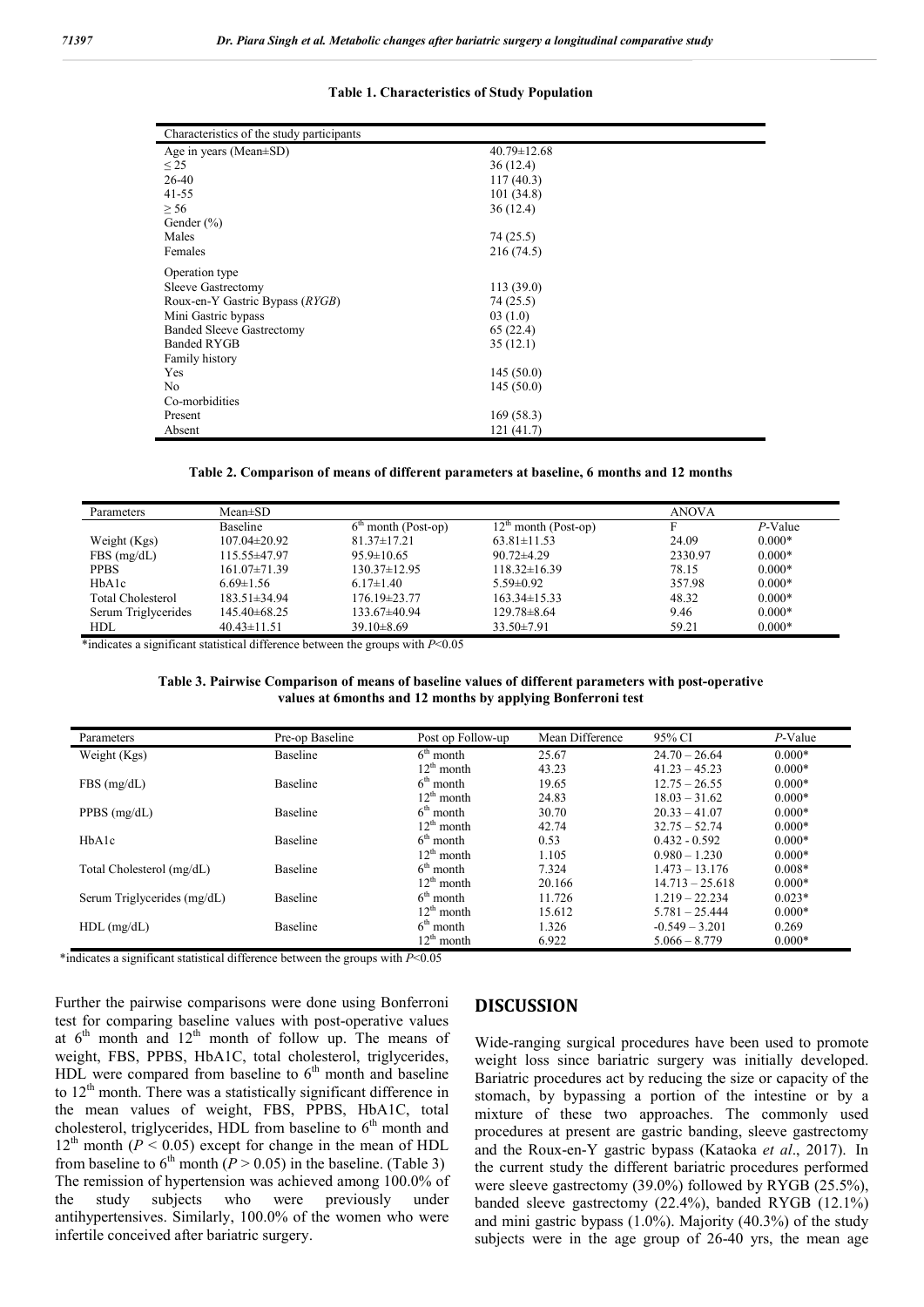**Table 1. Characteristics of Study Population**

| Characteristics of the study participants | |
|---|---|
| Age in years (Mean±SD) | 40.79±12.68 |
| ≤ 25 | 36 (12.4) |
| 26-40 | 117 (40.3) |
| 41-55 | 101 (34.8) |
| ≥ 56 | 36 (12.4) |
| Gender (%) | |
| Males | 74 (25.5) |
| Females | 216 (74.5) |
| Operation type | |
| Sleeve Gastrectomy | 113 (39.0) |
| Roux-en-Y Gastric Bypass (*RYGB*) | 74 (25.5) |
| Mini Gastric bypass | 03 (1.0) |
| Banded Sleeve Gastrectomy | 65 (22.4) |
| Banded RYGB | 35 (12.1) |
| Family history | |
| Yes | 145 (50.0) |
| No | 145 (50.0) |
| Co-morbidities | |
| Present | 169 (58.3) |
| Absent | 121 (41.7) |

**Table 2. Comparison of means of different parameters at baseline, 6 months and 12 months**

| Parameters | Mean±SD | | | ANOVA | |
|---|---|---|---|---|---|
| | Baseline | 6th month (Post-op) | 12th month (Post-op) | F | *P*-Value |
| Weight (Kgs) | 107.04±20.92 | 81.37±17.21 | 63.81±11.53 | 24.09 | 0.000* |
| FBS (mg/dL) | 115.55±47.97 | 95.9±10.65 | 90.72±4.29 | 2330.97 | 0.000* |
| PPBS | 161.07±71.39 | 130.37±12.95 | 118.32±16.39 | 78.15 | 0.000* |
| HbA1c | 6.69±1.56 | 6.17±1.40 | 5.59±0.92 | 357.98 | 0.000* |
| Total Cholesterol | 183.51±34.94 | 176.19±23.77 | 163.34±15.33 | 48.32 | 0.000* |
| Serum Triglycerides | 145.40±68.25 | 133.67±40.94 | 129.78±8.64 | 9.46 | 0.000* |
| HDL | 40.43±11.51 | 39.10±8.69 | 33.50±7.91 | 59.21 | 0.000* |

*indicates a significant statistical difference between the groups with $P<0.05$

**Table 3. Pairwise Comparison of means of baseline values of different parameters with post-operative values at 6months and 12 months by applying Bonferroni test**

| Parameters | Pre-op Baseline | Post op Follow-up | Mean Difference | 95% CI | *P*-Value |
|---|---|---|---|---|---|
| Weight (Kgs) | Baseline | 6th month | 25.67 | 24.70 – 26.64 | 0.000* |
| | | 12th month | 43.23 | 41.23 – 45.23 | 0.000* |
| FBS (mg/dL) | Baseline | 6th month | 19.65 | 12.75 – 26.55 | 0.000* |
| | | 12th month | 24.83 | 18.03 – 31.62 | 0.000* |
| PPBS (mg/dL) | Baseline | 6th month | 30.70 | 20.33 – 41.07 | 0.000* |
| | | 12th month | 42.74 | 32.75 – 52.74 | 0.000* |
| HbA1c | Baseline | 6th month | 0.53 | 0.432 - 0.592 | 0.000* |
| | | 12th month | 1.105 | 0.980 – 1.230 | 0.000* |
| Total Cholesterol (mg/dL) | Baseline | 6th month | 7.324 | 1.473 – 13.176 | 0.008* |
| | | 12th month | 20.166 | 14.713 – 25.618 | 0.000* |
| Serum Triglycerides (mg/dL) | Baseline | 6th month | 11.726 | 1.219 – 22.234 | 0.023* |
| | | 12th month | 15.612 | 5.781 – 25.444 | 0.000* |
| HDL (mg/dL) | Baseline | 6th month | 1.326 | -0.549 – 3.201 | 0.269 |
| | | 12th month | 6.922 | 5.066 – 8.779 | 0.000* |

*indicates a significant statistical difference between the groups with $P<0.05$

Further the pairwise comparisons were done using Bonferroni test for comparing baseline values with post-operative values at 6th month and 12th month of follow up. The means of weight, FBS, PPBS, HbA1C, total cholesterol, triglycerides, HDL were compared from baseline to 6th month and baseline to 12th month. There was a statistically significant difference in the mean values of weight, FBS, PPBS, HbA1C, total cholesterol, triglycerides, HDL from baseline to 6th month and 12th month ($P < 0.05$) except for change in the mean of HDL from baseline to 6th month ($P > 0.05$) in the baseline. (Table 3) The remission of hypertension was achieved among 100.0% of the study subjects who were previously under antihypertensives. Similarly, 100.0% of the women who were infertile conceived after bariatric surgery.

## DISCUSSION

Wide-ranging surgical procedures have been used to promote weight loss since bariatric surgery was initially developed. Bariatric procedures act by reducing the size or capacity of the stomach, by bypassing a portion of the intestine or by a mixture of these two approaches. The commonly used procedures at present are gastric banding, sleeve gastrectomy and the Roux-en-Y gastric bypass (Kataoka *et al*., 2017). In the current study the different bariatric procedures performed were sleeve gastrectomy (39.0%) followed by RYGB (25.5%), banded sleeve gastrectomy (22.4%), banded RYGB (12.1%) and mini gastric bypass (1.0%). Majority (40.3%) of the study subjects were in the age group of 26-40 yrs, the mean age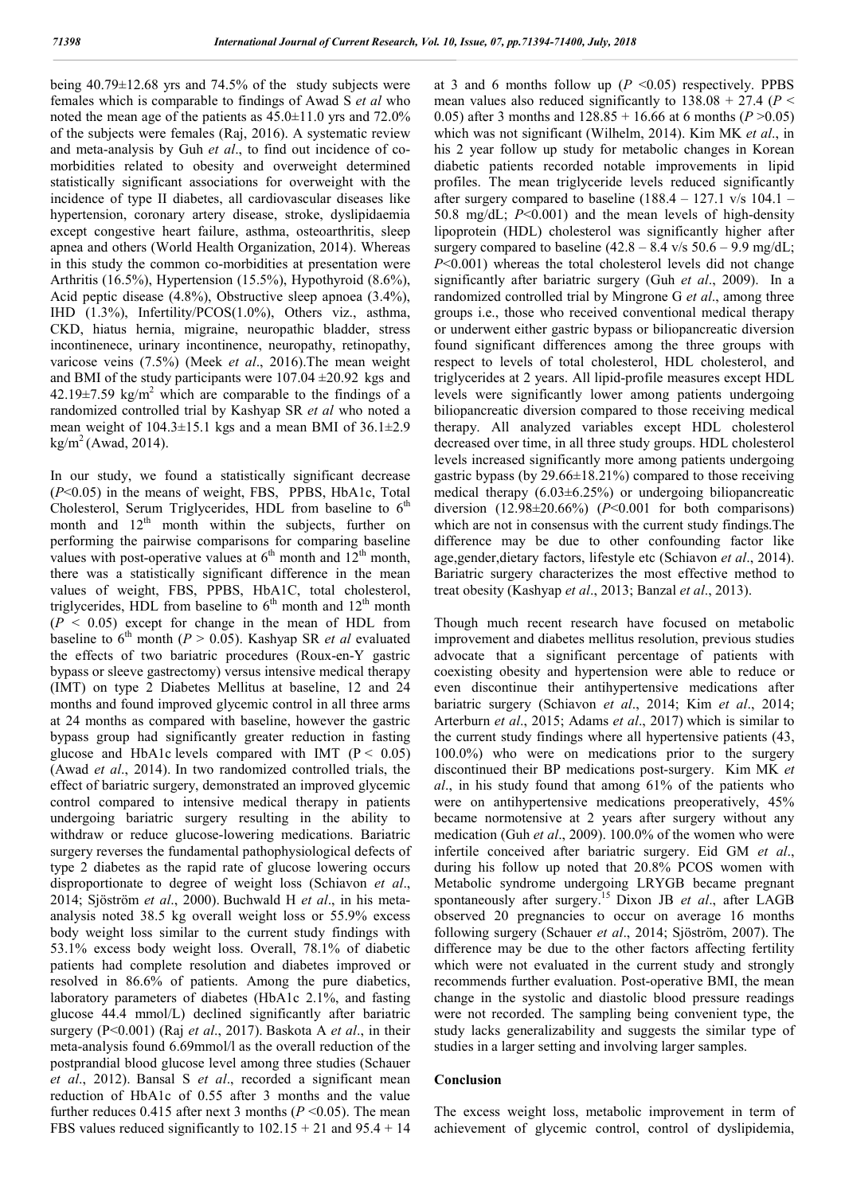being 40.79±12.68 yrs and 74.5% of the study subjects were females which is comparable to findings of Awad S *et al* who noted the mean age of the patients as 45.0±11.0 yrs and 72.0% of the subjects were females (Raj, 2016). A systematic review and meta-analysis by Guh *et al*., to find out incidence of co-morbidities related to obesity and overweight determined statistically significant associations for overweight with the incidence of type II diabetes, all cardiovascular diseases like hypertension, coronary artery disease, stroke, dyslipidaemia except congestive heart failure, asthma, osteoarthritis, sleep apnea and others (World Health Organization, 2014). Whereas in this study the common co-morbidities at presentation were Arthritis (16.5%), Hypertension (15.5%), Hypothyroid (8.6%), Acid peptic disease (4.8%), Obstructive sleep apnoea (3.4%), IHD (1.3%), Infertility/PCOS(1.0%), Others viz., asthma, CKD, hiatus hernia, migraine, neuropathic bladder, stress incontinenece, urinary incontinence, neuropathy, retinopathy, varicose veins (7.5%) (Meek *et al*., 2016).The mean weight and BMI of the study participants were 107.04 ±20.92 kgs and 42.19±7.59 kg/m$^2$ which are comparable to the findings of a randomized controlled trial by Kashyap SR *et al* who noted a mean weight of 104.3±15.1 kgs and a mean BMI of 36.1±2.9 kg/m$^2$ (Awad, 2014).

In our study, we found a statistically significant decrease ($P$<0.05) in the means of weight, FBS, PPBS, HbA1c, Total Cholesterol, Serum Triglycerides, HDL from baseline to 6$^{th}$ month and 12$^{th}$ month within the subjects, further on performing the pairwise comparisons for comparing baseline values with post-operative values at 6$^{th}$ month and 12$^{th}$ month, there was a statistically significant difference in the mean values of weight, FBS, PPBS, HbA1C, total cholesterol, triglycerides, HDL from baseline to 6$^{th}$ month and 12$^{th}$ month ($P$ < 0.05) except for change in the mean of HDL from baseline to 6$^{th}$ month ($P$ > 0.05). Kashyap SR *et al* evaluated the effects of two bariatric procedures (Roux-en-Y gastric bypass or sleeve gastrectomy) versus intensive medical therapy (IMT) on type 2 Diabetes Mellitus at baseline, 12 and 24 months and found improved glycemic control in all three arms at 24 months as compared with baseline, however the gastric bypass group had significantly greater reduction in fasting glucose and HbA1c levels compared with IMT (P < 0.05) (Awad *et al*., 2014). In two randomized controlled trials, the effect of bariatric surgery, demonstrated an improved glycemic control compared to intensive medical therapy in patients undergoing bariatric surgery resulting in the ability to withdraw or reduce glucose-lowering medications. Bariatric surgery reverses the fundamental pathophysiological defects of type 2 diabetes as the rapid rate of glucose lowering occurs disproportionate to degree of weight loss (Schiavon *et al*., 2014; Sjöström *et al*., 2000). Buchwald H *et al*., in his meta-analysis noted 38.5 kg overall weight loss or 55.9% excess body weight loss similar to the current study findings with 53.1% excess body weight loss. Overall, 78.1% of diabetic patients had complete resolution and diabetes improved or resolved in 86.6% of patients. Among the pure diabetics, laboratory parameters of diabetes (HbA1c 2.1%, and fasting glucose 44.4 mmol/L) declined significantly after bariatric surgery (P<0.001) (Raj *et al*., 2017). Baskota A *et al*., in their meta-analysis found 6.69mmol/l as the overall reduction of the postprandial blood glucose level among three studies (Schauer *et al*., 2012). Bansal S *et al*., recorded a significant mean reduction of HbA1c of 0.55 after 3 months and the value further reduces 0.415 after next 3 months ($P$ <0.05). The mean FBS values reduced significantly to 102.15 + 21 and 95.4 + 14 at 3 and 6 months follow up ($P$ <0.05) respectively. PPBS mean values also reduced significantly to 138.08 + 27.4 ($P$ < 0.05) after 3 months and 128.85 + 16.66 at 6 months ($P$ >0.05) which was not significant (Wilhelm, 2014). Kim MK *et al*., in his 2 year follow up study for metabolic changes in Korean diabetic patients recorded notable improvements in lipid profiles. The mean triglyceride levels reduced significantly after surgery compared to baseline (188.4 – 127.1 v/s 104.1 – 50.8 mg/dL; $P$<0.001) and the mean levels of high-density lipoprotein (HDL) cholesterol was significantly higher after surgery compared to baseline (42.8 – 8.4 v/s 50.6 – 9.9 mg/dL; $P$<0.001) whereas the total cholesterol levels did not change significantly after bariatric surgery (Guh *et al*., 2009). In a randomized controlled trial by Mingrone G *et al*., among three groups i.e., those who received conventional medical therapy or underwent either gastric bypass or biliopancreatic diversion found significant differences among the three groups with respect to levels of total cholesterol, HDL cholesterol, and triglycerides at 2 years. All lipid-profile measures except HDL levels were significantly lower among patients undergoing biliopancreatic diversion compared to those receiving medical therapy. All analyzed variables except HDL cholesterol decreased over time, in all three study groups. HDL cholesterol levels increased significantly more among patients undergoing gastric bypass (by 29.66±18.21%) compared to those receiving medical therapy (6.03±6.25%) or undergoing biliopancreatic diversion (12.98±20.66%) ($P$<0.001 for both comparisons) which are not in consensus with the current study findings.The difference may be due to other confounding factor like age,gender,dietary factors, lifestyle etc (Schiavon *et al*., 2014). Bariatric surgery characterizes the most effective method to treat obesity (Kashyap *et al*., 2013; Banzal *et al*., 2013).

Though much recent research have focused on metabolic improvement and diabetes mellitus resolution, previous studies advocate that a significant percentage of patients with coexisting obesity and hypertension were able to reduce or even discontinue their antihypertensive medications after bariatric surgery (Schiavon *et al*., 2014; Kim *et al*., 2014; Arterburn *et al*., 2015; Adams *et al*., 2017) which is similar to the current study findings where all hypertensive patients (43, 100.0%) who were on medications prior to the surgery discontinued their BP medications post-surgery. Kim MK *et al*., in his study found that among 61% of the patients who were on antihypertensive medications preoperatively, 45% became normotensive at 2 years after surgery without any medication (Guh *et al*., 2009). 100.0% of the women who were infertile conceived after bariatric surgery. Eid GM *et al*., during his follow up noted that 20.8% PCOS women with Metabolic syndrome undergoing LRYGB became pregnant spontaneously after surgery.[15] Dixon JB *et al*., after LAGB observed 20 pregnancies to occur on average 16 months following surgery (Schauer *et al*., 2014; Sjöström, 2007). The difference may be due to the other factors affecting fertility which were not evaluated in the current study and strongly recommends further evaluation. Post-operative BMI, the mean change in the systolic and diastolic blood pressure readings were not recorded. The sampling being convenient type, the study lacks generalizability and suggests the similar type of studies in a larger setting and involving larger samples.

## Conclusion

The excess weight loss, metabolic improvement in term of achievement of glycemic control, control of dyslipidemia,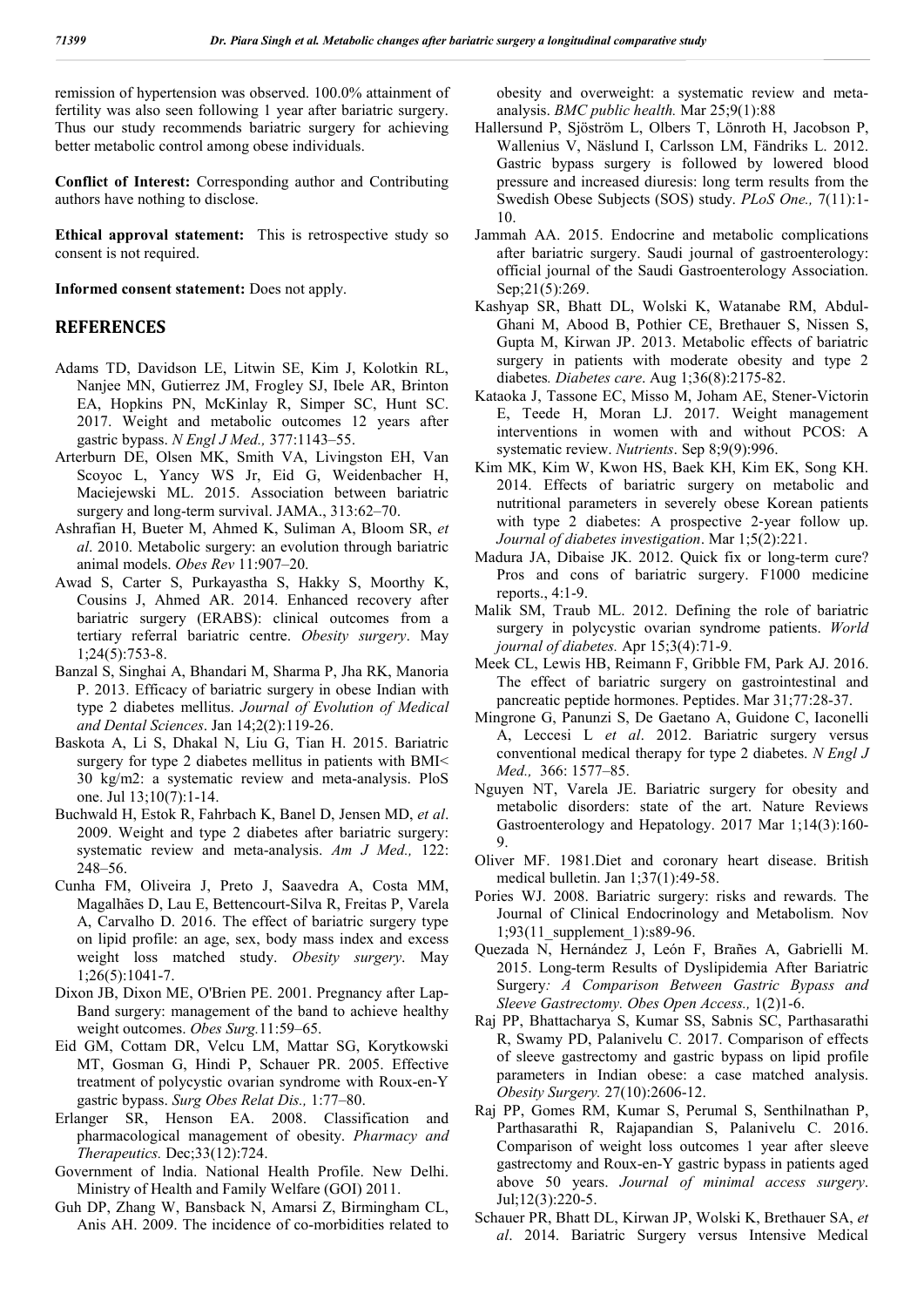remission of hypertension was observed. 100.0% attainment of fertility was also seen following 1 year after bariatric surgery. Thus our study recommends bariatric surgery for achieving better metabolic control among obese individuals.

**Conflict of Interest:** Corresponding author and Contributing authors have nothing to disclose.

**Ethical approval statement:** This is retrospective study so consent is not required.

**Informed consent statement:** Does not apply.

## REFERENCES

Adams TD, Davidson LE, Litwin SE, Kim J, Kolotkin RL, Nanjee MN, Gutierrez JM, Frogley SJ, Ibele AR, Brinton EA, Hopkins PN, McKinlay R, Simper SC, Hunt SC. 2017. Weight and metabolic outcomes 12 years after gastric bypass. *N Engl J Med.,* 377:1143–55.

Arterburn DE, Olsen MK, Smith VA, Livingston EH, Van Scoyoc L, Yancy WS Jr, Eid G, Weidenbacher H, Maciejewski ML. 2015. Association between bariatric surgery and long-term survival. JAMA., 313:62–70.

Ashrafian H, Bueter M, Ahmed K, Suliman A, Bloom SR, *et al*. 2010. Metabolic surgery: an evolution through bariatric animal models. *Obes Rev* 11:907–20.

Awad S, Carter S, Purkayastha S, Hakky S, Moorthy K, Cousins J, Ahmed AR. 2014. Enhanced recovery after bariatric surgery (ERABS): clinical outcomes from a tertiary referral bariatric centre. *Obesity surgery*. May 1;24(5):753-8.

Banzal S, Singhai A, Bhandari M, Sharma P, Jha RK, Manoria P. 2013. Efficacy of bariatric surgery in obese Indian with type 2 diabetes mellitus. *Journal of Evolution of Medical and Dental Sciences*. Jan 14;2(2):119-26.

Baskota A, Li S, Dhakal N, Liu G, Tian H. 2015. Bariatric surgery for type 2 diabetes mellitus in patients with BMI< 30 kg/m2: a systematic review and meta-analysis. PloS one. Jul 13;10(7):1-14.

Buchwald H, Estok R, Fahrbach K, Banel D, Jensen MD, *et al*. 2009. Weight and type 2 diabetes after bariatric surgery: systematic review and meta-analysis. *Am J Med.,* 122: 248–56.

Cunha FM, Oliveira J, Preto J, Saavedra A, Costa MM, Magalhães D, Lau E, Bettencourt-Silva R, Freitas P, Varela A, Carvalho D. 2016. The effect of bariatric surgery type on lipid profile: an age, sex, body mass index and excess weight loss matched study. *Obesity surgery*. May 1;26(5):1041-7.

Dixon JB, Dixon ME, O'Brien PE. 2001. Pregnancy after Lap-Band surgery: management of the band to achieve healthy weight outcomes. *Obes Surg.*11:59–65.

Eid GM, Cottam DR, Velcu LM, Mattar SG, Korytkowski MT, Gosman G, Hindi P, Schauer PR. 2005. Effective treatment of polycystic ovarian syndrome with Roux-en-Y gastric bypass. *Surg Obes Relat Dis.,* 1:77–80.

Erlanger SR, Henson EA. 2008. Classification and pharmacological management of obesity. *Pharmacy and Therapeutics.* Dec;33(12):724.

Government of India. National Health Profile. New Delhi. Ministry of Health and Family Welfare (GOI) 2011.

Guh DP, Zhang W, Bansback N, Amarsi Z, Birmingham CL, Anis AH. 2009. The incidence of co-morbidities related to obesity and overweight: a systematic review and meta-analysis. *BMC public health.* Mar 25;9(1):88

Hallersund P, Sjöström L, Olbers T, Lönroth H, Jacobson P, Wallenius V, Näslund I, Carlsson LM, Fändriks L. 2012. Gastric bypass surgery is followed by lowered blood pressure and increased diuresis: long term results from the Swedish Obese Subjects (SOS) study. *PLoS One.,* 7(11):1-10.

Jammah AA. 2015. Endocrine and metabolic complications after bariatric surgery. Saudi journal of gastroenterology: official journal of the Saudi Gastroenterology Association. Sep;21(5):269.

Kashyap SR, Bhatt DL, Wolski K, Watanabe RM, Abdul-Ghani M, Abood B, Pothier CE, Brethauer S, Nissen S, Gupta M, Kirwan JP. 2013. Metabolic effects of bariatric surgery in patients with moderate obesity and type 2 diabetes*. Diabetes care*. Aug 1;36(8):2175-82.

Kataoka J, Tassone EC, Misso M, Joham AE, Stener-Victorin E, Teede H, Moran LJ. 2017. Weight management interventions in women with and without PCOS: A systematic review. *Nutrients*. Sep 8;9(9):996.

Kim MK, Kim W, Kwon HS, Baek KH, Kim EK, Song KH. 2014. Effects of bariatric surgery on metabolic and nutritional parameters in severely obese Korean patients with type 2 diabetes: A prospective 2-year follow up. *Journal of diabetes investigation*. Mar 1;5(2):221.

Madura JA, Dibaise JK. 2012. Quick fix or long-term cure? Pros and cons of bariatric surgery. F1000 medicine reports., 4:1-9.

Malik SM, Traub ML. 2012. Defining the role of bariatric surgery in polycystic ovarian syndrome patients. *World journal of diabetes.* Apr 15;3(4):71-9.

Meek CL, Lewis HB, Reimann F, Gribble FM, Park AJ. 2016. The effect of bariatric surgery on gastrointestinal and pancreatic peptide hormones. Peptides. Mar 31;77:28-37.

Mingrone G, Panunzi S, De Gaetano A, Guidone C, Iaconelli A, Leccesi L *et al*. 2012. Bariatric surgery versus conventional medical therapy for type 2 diabetes. *N Engl J Med.,* 366: 1577–85.

Nguyen NT, Varela JE. Bariatric surgery for obesity and metabolic disorders: state of the art. Nature Reviews Gastroenterology and Hepatology. 2017 Mar 1;14(3):160-9.

Oliver MF. 1981.Diet and coronary heart disease. British medical bulletin. Jan 1;37(1):49-58.

Pories WJ. 2008. Bariatric surgery: risks and rewards. The Journal of Clinical Endocrinology and Metabolism. Nov 1;93(11_supplement_1):s89-96.

Quezada N, Hernández J, León F, Brañes A, Gabrielli M. 2015. Long-term Results of Dyslipidemia After Bariatric Surgery*: A Comparison Between Gastric Bypass and Sleeve Gastrectomy. Obes Open Access.,* 1(2)1-6.

Raj PP, Bhattacharya S, Kumar SS, Sabnis SC, Parthasarathi R, Swamy PD, Palanivelu C. 2017. Comparison of effects of sleeve gastrectomy and gastric bypass on lipid profile parameters in Indian obese: a case matched analysis. *Obesity Surgery.* 27(10):2606-12.

Raj PP, Gomes RM, Kumar S, Perumal S, Senthilnathan P, Parthasarathi R, Rajapandian S, Palanivelu C. 2016. Comparison of weight loss outcomes 1 year after sleeve gastrectomy and Roux-en-Y gastric bypass in patients aged above 50 years. *Journal of minimal access surgery*. Jul;12(3):220-5.

Schauer PR, Bhatt DL, Kirwan JP, Wolski K, Brethauer SA, *et al*. 2014. Bariatric Surgery versus Intensive Medical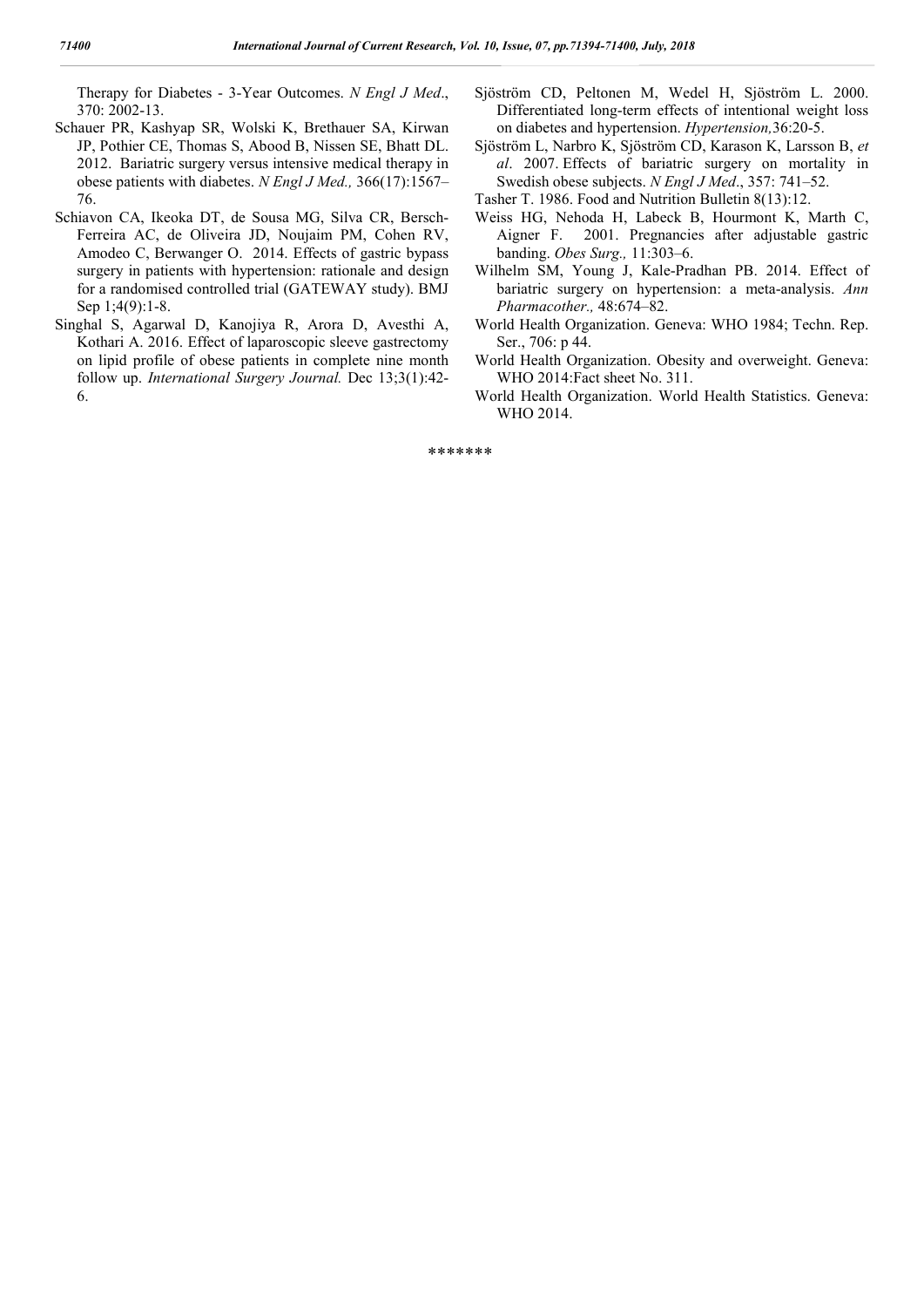Therapy for Diabetes - 3-Year Outcomes. *N Engl J Med*., 370: 2002-13.

Schauer PR, Kashyap SR, Wolski K, Brethauer SA, Kirwan JP, Pothier CE, Thomas S, Abood B, Nissen SE, Bhatt DL. 2012. Bariatric surgery versus intensive medical therapy in obese patients with diabetes. *N Engl J Med.,* 366(17):1567–76.

Schiavon CA, Ikeoka DT, de Sousa MG, Silva CR, Bersch-Ferreira AC, de Oliveira JD, Noujaim PM, Cohen RV, Amodeo C, Berwanger O. 2014. Effects of gastric bypass surgery in patients with hypertension: rationale and design for a randomised controlled trial (GATEWAY study). BMJ Sep 1;4(9):1-8.

Singhal S, Agarwal D, Kanojiya R, Arora D, Avesthi A, Kothari A. 2016. Effect of laparoscopic sleeve gastrectomy on lipid profile of obese patients in complete nine month follow up. *International Surgery Journal.* Dec 13;3(1):42-6.

Sjöström CD, Peltonen M, Wedel H, Sjöström L. 2000. Differentiated long-term effects of intentional weight loss on diabetes and hypertension. *Hypertension,*36:20-5.

Sjöström L, Narbro K, Sjöström CD, Karason K, Larsson B, *et al*. 2007. Effects of bariatric surgery on mortality in Swedish obese subjects. *N Engl J Med*., 357: 741–52.

Tasher T. 1986. Food and Nutrition Bulletin 8(13):12.

Weiss HG, Nehoda H, Labeck B, Hourmont K, Marth C, Aigner F. 2001. Pregnancies after adjustable gastric banding. *Obes Surg.,* 11:303–6.

Wilhelm SM, Young J, Kale-Pradhan PB. 2014. Effect of bariatric surgery on hypertension: a meta-analysis. *Ann Pharmacother.,* 48:674–82.

World Health Organization. Geneva: WHO 1984; Techn. Rep. Ser., 706: p 44.

World Health Organization. Obesity and overweight. Geneva: WHO 2014:Fact sheet No. 311.

World Health Organization. World Health Statistics. Geneva: WHO 2014.

\*\*\*\*\*\*\*